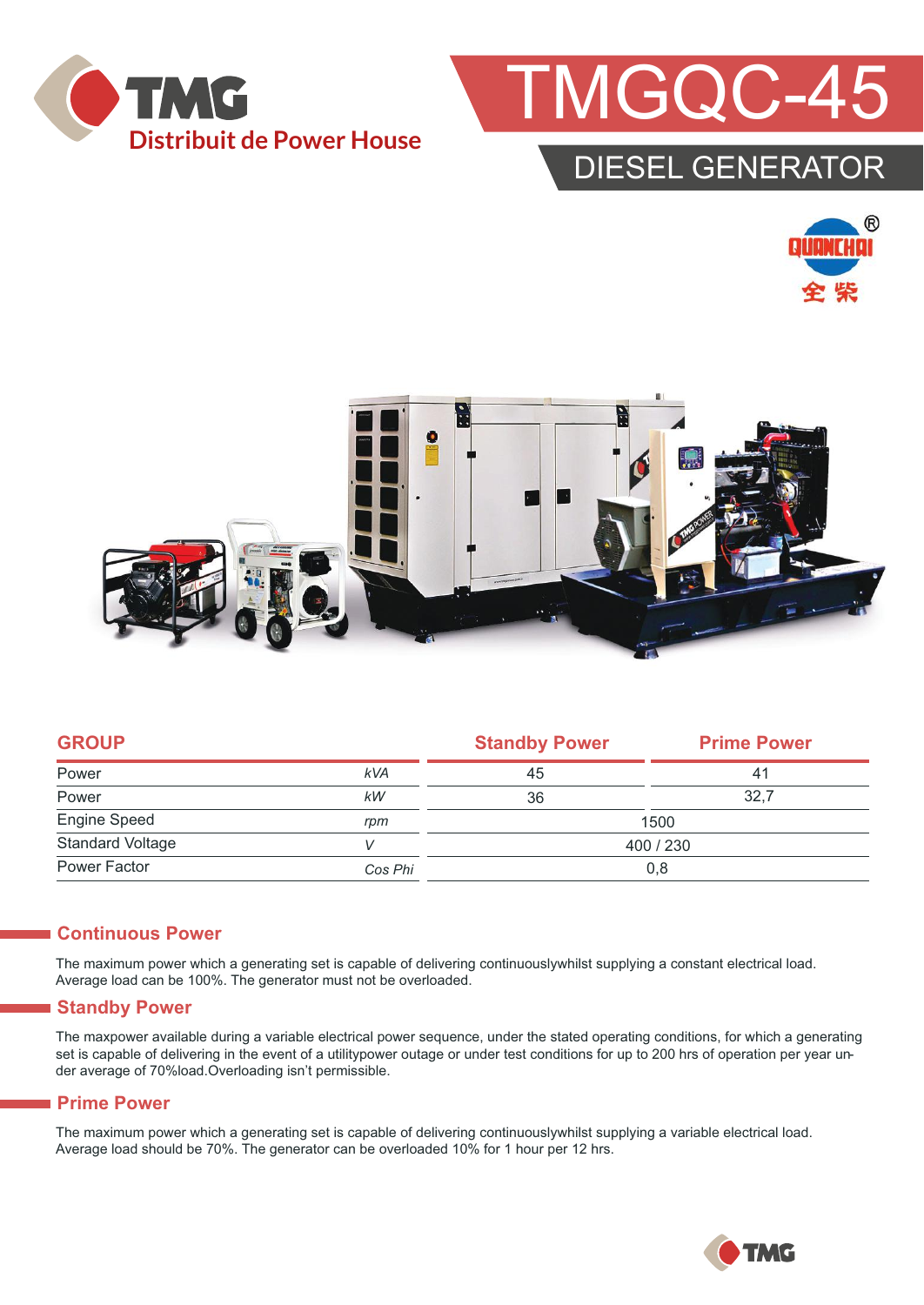TMG
Distribuit de Power House

# TMGQC-45

## DIESEL GENERATOR

| GROUP | | Standby Power | Prime Power |
|---|---|---|---|
| Power | *kVA* | 45 | 41 |
| Power | *kW* | 36 | 32,7 |
| Engine Speed | *rpm* | 1500 | |
| Standard Voltage | *V* | 400 / 230 | |
| Power Factor | *Cos Phi* | 0,8 | |

## Continuous Power

The maximum power which a generating set is capable of delivering continuouslywhilst supplying a constant electrical load. Average load can be 100%. The generator must not be overloaded.

## Standby Power

The maxpower available during a variable electrical power sequence, under the stated operating conditions, for which a generating set is capable of delivering in the event of a utilitypower outage or under test conditions for up to 200 hrs of operation per year under average of 70%load.Overloading isn't permissible.

## Prime Power

The maximum power which a generating set is capable of delivering continuouslywhilst supplying a variable electrical load. Average load should be 70%. The generator can be overloaded 10% for 1 hour per 12 hrs.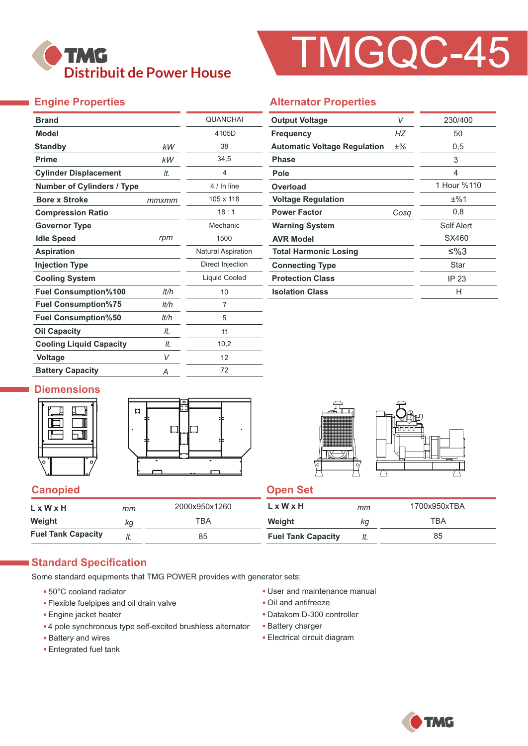# TMGQC-45

TMG Distribuit de Power House

## Engine Properties

| Property | Unit | Value |
|---|---|---|
| Brand | | QUANCHAI |
| Model | | 4105D |
| Standby | kW | 38 |
| Prime | kW | 34,5 |
| Cylinder Displacement | lt. | 4 |
| Number of Cylinders / Type | | 4 / In line |
| Bore x Stroke | mmxmm | 105 x 118 |
| Compression Ratio | | 18 : 1 |
| Governor Type | | Mechanic |
| Idle Speed | rpm | 1500 |
| Aspiration | | Natural Aspiration |
| Injection Type | | Direct Injection |
| Cooling System | | Liquid Cooled |
| Fuel Consumption%100 | lt/h | 10 |
| Fuel Consumption%75 | lt/h | 7 |
| Fuel Consumption%50 | lt/h | 5 |
| Oil Capacity | lt. | 11 |
| Cooling Liquid Capacity | lt. | 10,2 |
| Voltage | V | 12 |
| Battery Capacity | A | 72 |

## Alternator Properties

| Property | Unit | Value |
|---|---|---|
| Output Voltage | V | 230/400 |
| Frequency | HZ | 50 |
| Automatic Voltage Regulation | ±% | 0,5 |
| Phase | | 3 |
| Pole | | 4 |
| Overload | | 1 Hour %110 |
| Voltage Regulation | | ±%1 |
| Power Factor | Cosq | 0,8 |
| Warning System | | Self Alert |
| AVR Model | | SX460 |
| Total Harmonic Losing | | ≤%3 |
| Connecting Type | | Star |
| Protection Class | | IP 23 |
| Isolation Class | | H |

## Diemensions

### Canopied

| Property | Unit | Value |
|---|---|---|
| L x W x H | mm | 2000x950x1260 |
| Weight | kg | TBA |
| Fuel Tank Capacity | lt. | 85 |

### Open Set

| Property | Unit | Value |
|---|---|---|
| L x W x H | mm | 1700x950xTBA |
| Weight | kg | TBA |
| Fuel Tank Capacity | lt. | 85 |

## Standard Specification

Some standard equipments that TMG POWER provides with generator sets;

- 50°C cooland radiator
- Flexible fuelpipes and oil drain valve
- Engine jacket heater
- 4 pole synchronous type self-excited brushless alternator
- Battery and wires
- Entegrated fuel tank
- User and maintenance manual
- Oil and antifreeze
- Datakom D-300 controller
- Battery charger
- Electrical circuit diagram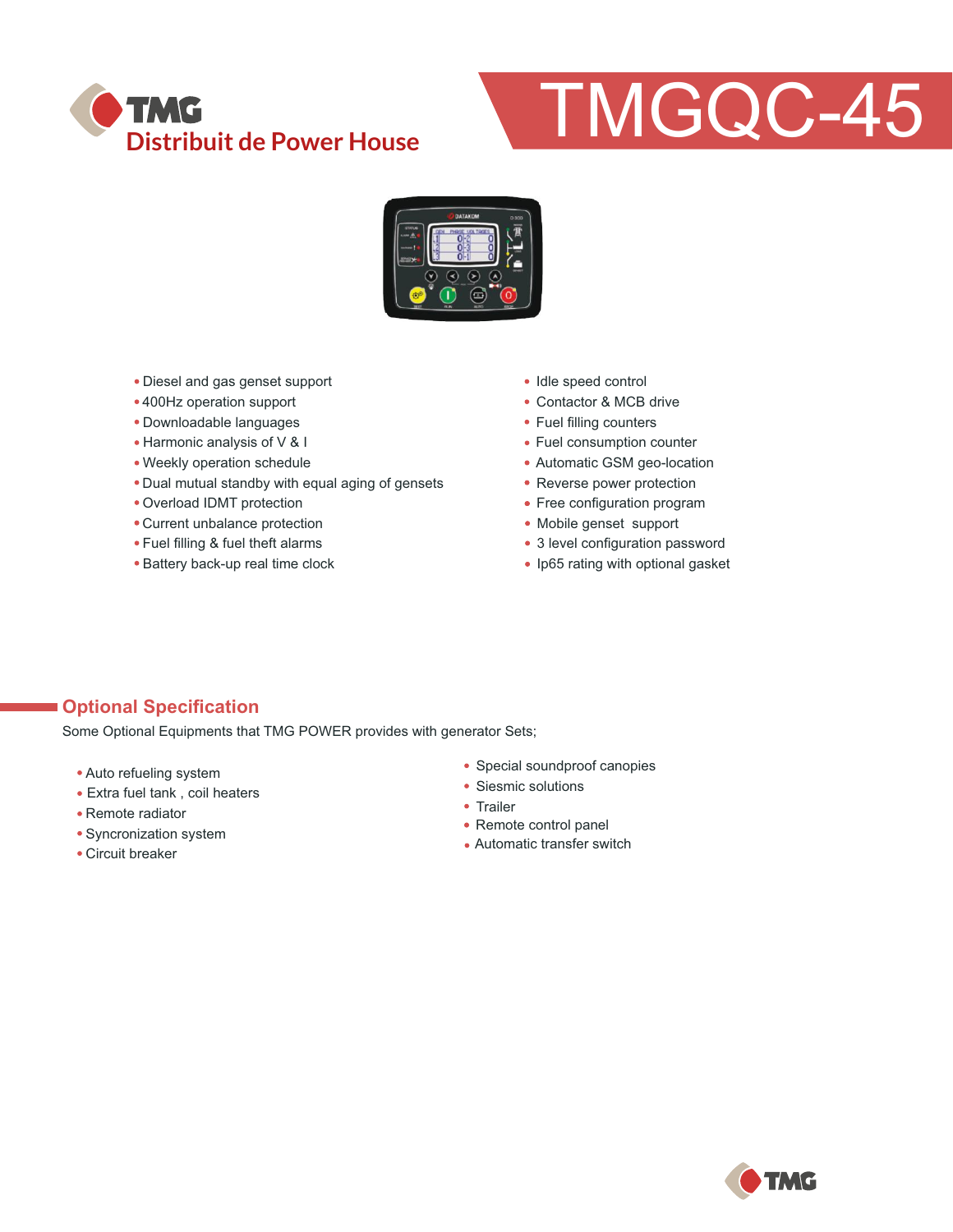# TMGQC-45

TMG
Distribuit de Power House

- Diesel and gas genset support
- 400Hz operation support
- Downloadable languages
- Harmonic analysis of V & I
- Weekly operation schedule
- Dual mutual standby with equal aging of gensets
- Overload IDMT protection
- Current unbalance protection
- Fuel filling & fuel theft alarms
- Battery back-up real time clock
- Idle speed control
- Contactor & MCB drive
- Fuel filling counters
- Fuel consumption counter
- Automatic GSM geo-location
- Reverse power protection
- Free configuration program
- Mobile genset  support
- 3 level configuration password
- Ip65 rating with optional gasket

## Optional Specification

Some Optional Equipments that TMG POWER provides with generator Sets;

- Auto refueling system
- Extra fuel tank , coil heaters
- Remote radiator
- Syncronization system
- Circuit breaker
- Special soundproof canopies
- Siesmic solutions
- Trailer
- Remote control panel
- Automatic transfer switch